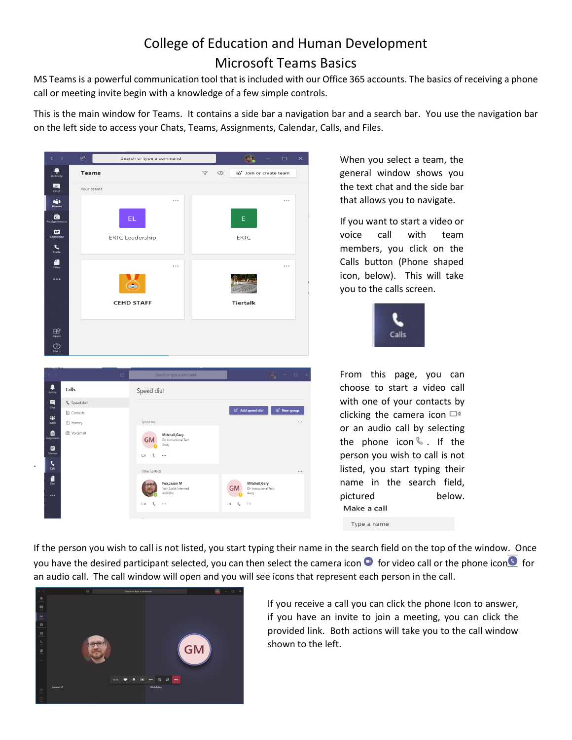# College of Education and Human Development
# Microsoft Teams Basics

MS Teams is a powerful communication tool that is included with our Office 365 accounts. The basics of receiving a phone call or meeting invite begin with a knowledge of a few simple controls.

This is the main window for Teams. It contains a side bar a navigation bar and a search bar. You use the navigation bar on the left side to access your Chats, Teams, Assignments, Calendar, Calls, and Files.

When you select a team, the general window shows you the text chat and the side bar that allows you to navigate.

If you want to start a video or voice call with team members, you click on the Calls button (Phone shaped icon, below). This will take you to the calls screen.

From this page, you can choose to start a video call with one of your contacts by clicking the camera icon or an audio call by selecting the phone icon. If the person you wish to call is not listed, you start typing their name in the search field, pictured below.

If the person you wish to call is not listed, you start typing their name in the search field on the top of the window. Once you have the desired participant selected, you can then select the camera icon for video call or the phone icon for an audio call. The call window will open and you will see icons that represent each person in the call.

If you receive a call you can click the phone Icon to answer, if you have an invite to join a meeting, you can click the provided link. Both actions will take you to the call window shown to the left.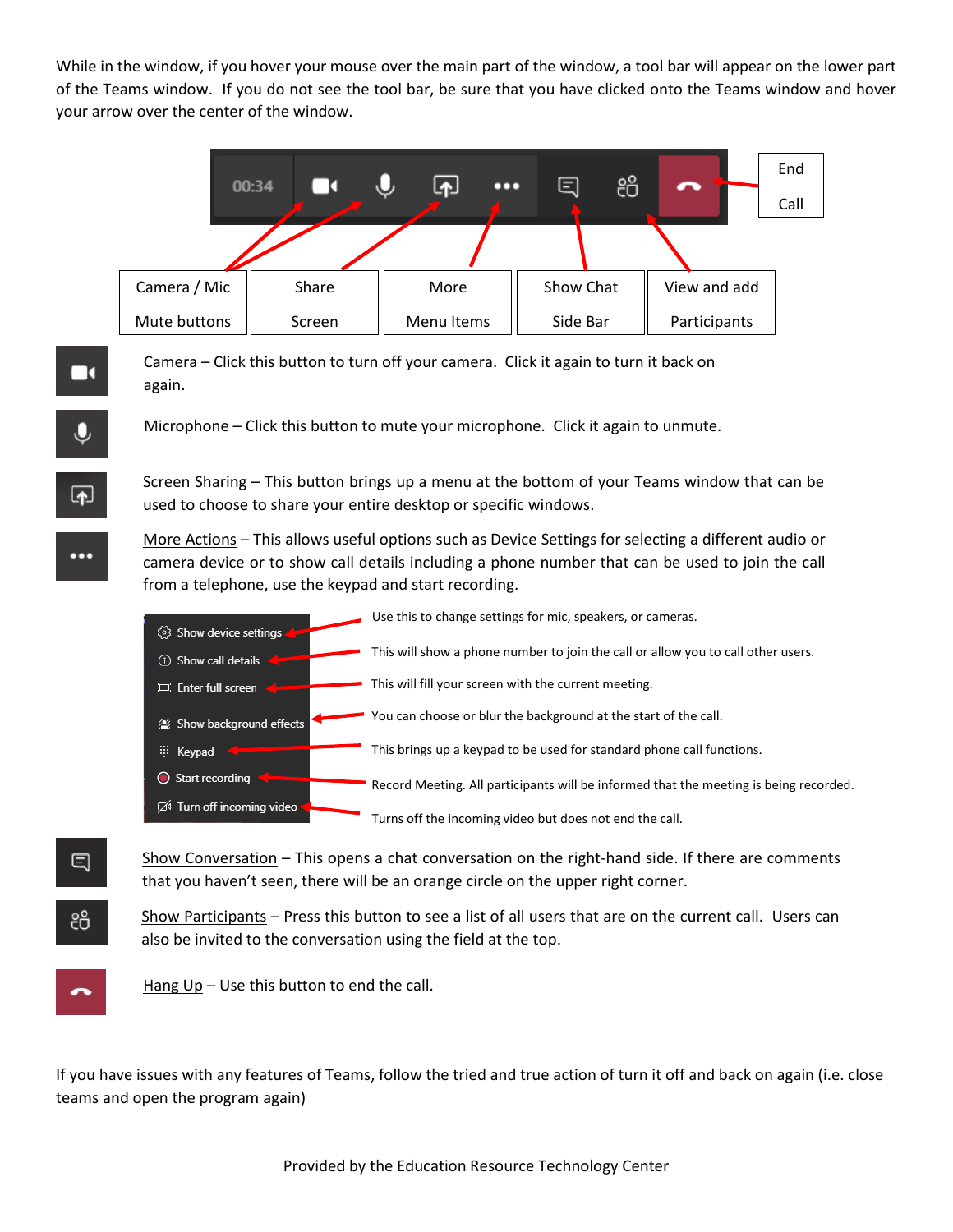While in the window, if you hover your mouse over the main part of the window, a tool bar will appear on the lower part of the Teams window. If you do not see the tool bar, be sure that you have clicked onto the Teams window and hover your arrow over the center of the window.

00:34

End Call

Camera / Mic Mute buttons

Share Screen

More Menu Items

Show Chat Side Bar

View and add Participants

Camera – Click this button to turn off your camera. Click it again to turn it back on again.

Microphone – Click this button to mute your microphone. Click it again to unmute.

Screen Sharing – This button brings up a menu at the bottom of your Teams window that can be used to choose to share your entire desktop or specific windows.

More Actions – This allows useful options such as Device Settings for selecting a different audio or camera device or to show call details including a phone number that can be used to join the call from a telephone, use the keypad and start recording.

- Show device settings – Use this to change settings for mic, speakers, or cameras.
- Show call details – This will show a phone number to join the call or allow you to call other users.
- Enter full screen – This will fill your screen with the current meeting.
- Show background effects – You can choose or blur the background at the start of the call.
- Keypad – This brings up a keypad to be used for standard phone call functions.
- Start recording – Record Meeting. All participants will be informed that the meeting is being recorded.
- Turn off incoming video – Turns off the incoming video but does not end the call.

Show Conversation – This opens a chat conversation on the right-hand side. If there are comments that you haven't seen, there will be an orange circle on the upper right corner.

Show Participants – Press this button to see a list of all users that are on the current call. Users can also be invited to the conversation using the field at the top.

Hang Up – Use this button to end the call.

If you have issues with any features of Teams, follow the tried and true action of turn it off and back on again (i.e. close teams and open the program again)

Provided by the Education Resource Technology Center